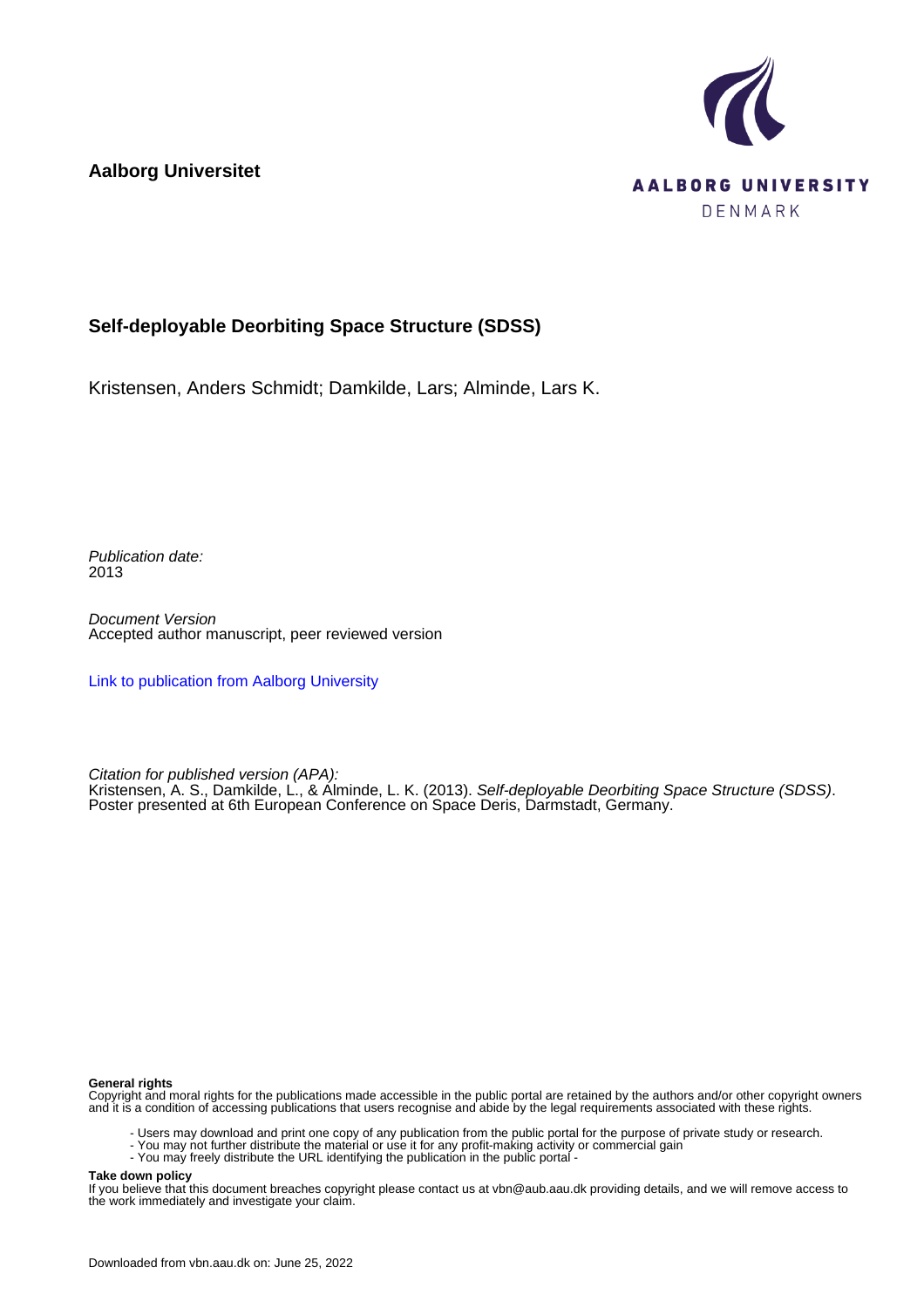**Aalborg Universitet**

AALBORG UNIVERSITY
DENMARK

# Self-deployable Deorbiting Space Structure (SDSS)

Kristensen, Anders Schmidt; Damkilde, Lars; Alminde, Lars K.

*Publication date:*
2013

*Document Version*
Accepted author manuscript, peer reviewed version

[Link to publication from Aalborg University](#)

*Citation for published version (APA):*
Kristensen, A. S., Damkilde, L., & Alminde, L. K. (2013). *Self-deployable Deorbiting Space Structure (SDSS)*. Poster presented at 6th European Conference on Space Deris, Darmstadt, Germany.

**General rights**
Copyright and moral rights for the publications made accessible in the public portal are retained by the authors and/or other copyright owners and it is a condition of accessing publications that users recognise and abide by the legal requirements associated with these rights.

- Users may download and print one copy of any publication from the public portal for the purpose of private study or research.
- You may not further distribute the material or use it for any profit-making activity or commercial gain
- You may freely distribute the URL identifying the publication in the public portal -

**Take down policy**
If you believe that this document breaches copyright please contact us at vbn@aub.aau.dk providing details, and we will remove access to the work immediately and investigate your claim.

Downloaded from vbn.aau.dk on: June 25, 2022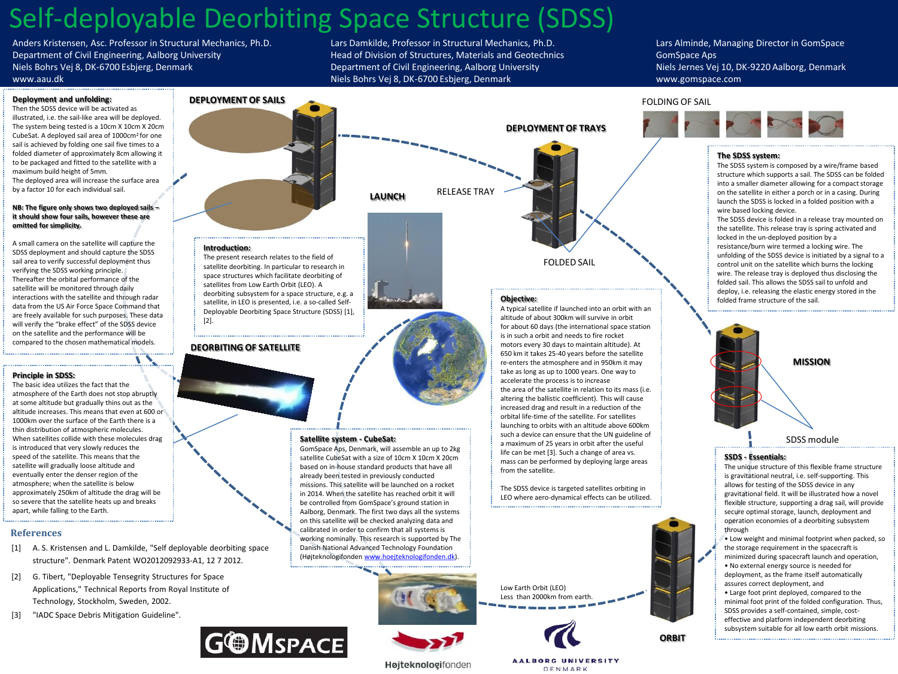# Self-deployable Deorbiting Space Structure (SDSS)

Anders Kristensen, Asc. Professor in Structural Mechanics, Ph.D.
Department of Civil Engineering, Aalborg University
Niels Bohrs Vej 8, DK-6700 Esbjerg, Denmark
www.aau.dk

Lars Damkilde, Professor in Structural Mechanics, Ph.D.
Head of Division of Structures, Materials and Geotechnics
Department of Civil Engineering, Aalborg University
Niels Bohrs Vej 8, DK-6700 Esbjerg, Denmark

Lars Alminde, Managing Director in GomSpace
GomSpace Aps
Niels Jernes Vej 10, DK-9220 Aalborg, Denmark
www.gomspace.com

## Deployment and unfolding:

Then the SDSS device will be activated as illustrated, i.e. the sail-like area will be deployed. The system being tested is a 10cm X 10cm X 20cm CubeSat. A deployed sail area of 1000cm² for one sail is achieved by folding one sail five times to a folded diameter of approximately 8cm allowing it to be packaged and fitted to the satellite with a maximum build height of 5mm.
The deployed area will increase the surface area by a factor 10 for each individual sail.

**NB: The figure only shows two deployed sails – it should show four sails, however these are omitted for simplicity.**

A small camera on the satellite will capture the SDSS deployment and should capture the SDSS sail area to verify successful deployment thus verifying the SDSS working principle.
Thereafter the orbital performance of the satellite will be monitored through daily interactions with the satellite and through radar data from the US Air Force Space Command that are freely available for such purposes. These data will verify the "brake effect" of the SDSS device on the satellite and the performance will be compared to the chosen mathematical models.

## Principle in SDSS:

The basic idea utilizes the fact that the atmosphere of the Earth does not stop abruptly at some altitude but gradually thins out as the altitude increases. This means that even at 600 or 1000km over the surface of the Earth there is a thin distribution of atmospheric molecules. When satellites collide with these molecules drag is introduced that very slowly reduces the speed of the satellite. This means that the satellite will gradually loose altitude and eventually enter the denser region of the atmosphere; when the satellite is below approximately 250km of altitude the drag will be so severe that the satellite heats up and breaks apart, while falling to the Earth.

## Introduction:

The present research relates to the field of satellite deorbiting. In particular to research in space structures which facilitate deorbiting of satellites from Low Earth Orbit (LEO). A deorbiting subsystem for a space structure, e.g. a satellite, in LEO is presented, i.e. a so-called Self-Deployable Deorbiting Space Structure (SDSS) [1], [2].

DEPLOYMENT OF SAILS

LAUNCH

RELEASE TRAY

DEPLOYMENT OF TRAYS

FOLDED SAIL

FOLDING OF SAIL

DEORBITING OF SATELLITE

MISSION

SDSS module

ORBIT

Low Earth Orbit (LEO)
Less than 2000km from earth.

## Satellite system - CubeSat:

GomSpace Aps, Denmark, will assemble an up to 2kg satellite CubeSat with a size of 10cm X 10cm X 20cm based on in-house standard products that have all already been tested in previously conducted missions. This satellite will be launched on a rocket in 2014. When the satellite has reached orbit it will be controlled from GomSpace's ground station in Aalborg, Denmark. The first two days all the systems on this satellite will be checked analyzing data and calibrated in order to confirm that all systems is working nominally. This research is supported by The Danish National Advanced Technology Foundation (Højteknologifonden www.hoejteknologifonden.dk).

## Objective:

A typical satellite if launched into an orbit with an altitude of about 300km will survive in orbit for about 60 days (the international space station is in such a orbit and needs to fire rocket motors every 30 days to maintain altitude). At 650 km it takes 25-40 years before the satellite re-enters the atmosphere and in 950km it may take as long as up to 1000 years. One way to accelerate the process is to increase the area of the satellite in relation to its mass (i.e. altering the ballistic coefficient). This will cause increased drag and result in a reduction of the orbital life-time of the satellite. For satellites launching to orbits with an altitude above 600km such a device can ensure that the UN guideline of a maximum of 25 years in orbit after the useful life can be met [3]. Such a change of area vs. mass can be performed by deploying large areas from the satellite.

The SDSS device is targeted satellites orbiting in LEO where aero-dynamical effects can be utilized.

## The SDSS system:

The SDSS system is composed by a wire/frame based structure which supports a sail. The SDSS can be folded into a smaller diameter allowing for a compact storage on the satellite in either a porch or in a casing. During launch the SDSS is locked in a folded position with a wire based locking device.
The SDSS device is folded in a release tray mounted on the satellite. This release tray is spring activated and locked in the un-deployed position by a resistance/burn wire termed a locking wire. The unfolding of the SDSS device is initiated by a signal to a control unit on the satellite which burns the locking wire. The release tray is deployed thus disclosing the folded sail. This allows the SDSS sail to unfold and deploy, i.e. releasing the elastic energy stored in the folded frame structure of the sail.

## SSDS - Essentials:

The unique structure of this flexible frame structure is gravitational neutral, i.e. self-supporting. This allows for testing of the SDSS device in any gravitational field. It will be illustrated how a novel flexible structure, supporting a drag sail, will provide secure optimal storage, launch, deployment and operation economies of a deorbiting subsystem through

- Low weight and minimal footprint when packed, so the storage requirement in the spacecraft is minimized during spacecraft launch and operation,
- No external energy source is needed for deployment, as the frame itself automatically assures correct deployment, and
- Large foot print deployed, compared to the minimal foot print of the folded configuration. Thus, SDSS provides a self-contained, simple, cost-effective and platform independent deorbiting subsystem suitable for all low earth orbit missions.

## References

[1] A. S. Kristensen and L. Damkilde, "Self deployable deorbiting space structure". Denmark Patent WO2012092933-A1, 12 7 2012.

[2] G. Tibert, "Deployable Tensegrity Structures for Space Applications," Technical Reports from Royal Institute of Technology, Stockholm, Sweden, 2002.

[3] "IADC Space Debris Mitigation Guideline".

GOMSPACE

Højteknologifonden

AALBORG UNIVERSITY DENMARK